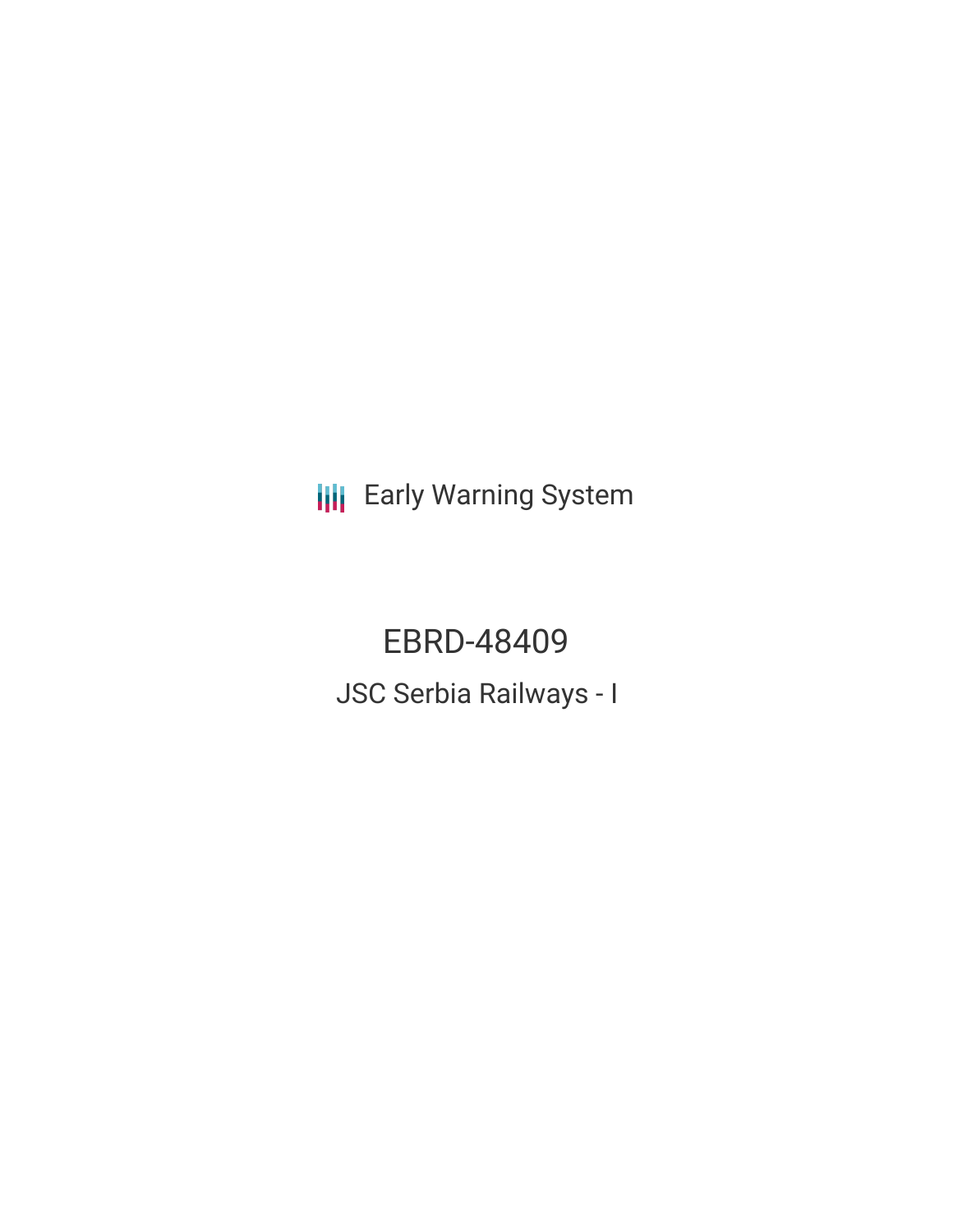Early Warning System

# EBRD-48409

## JSC Serbia Railways - I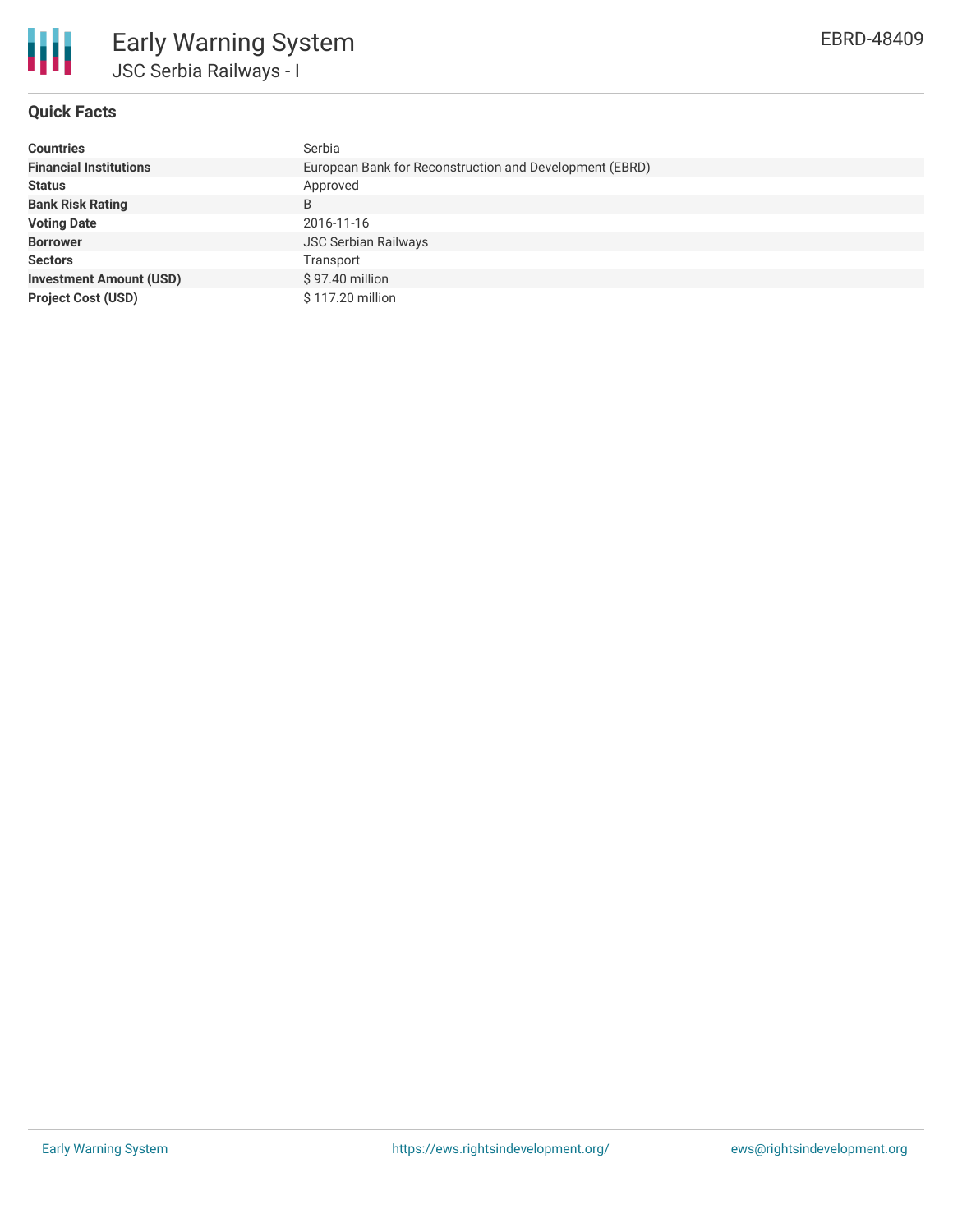# Early Warning System

## JSC Serbia Railways - I

EBRD-48409

### Quick Facts

| | |
|---|---|
| **Countries** | Serbia |
| **Financial Institutions** | European Bank for Reconstruction and Development (EBRD) |
| **Status** | Approved |
| **Bank Risk Rating** | B |
| **Voting Date** | 2016-11-16 |
| **Borrower** | JSC Serbian Railways |
| **Sectors** | Transport |
| **Investment Amount (USD)** | $ 97.40 million |
| **Project Cost (USD)** | $ 117.20 million |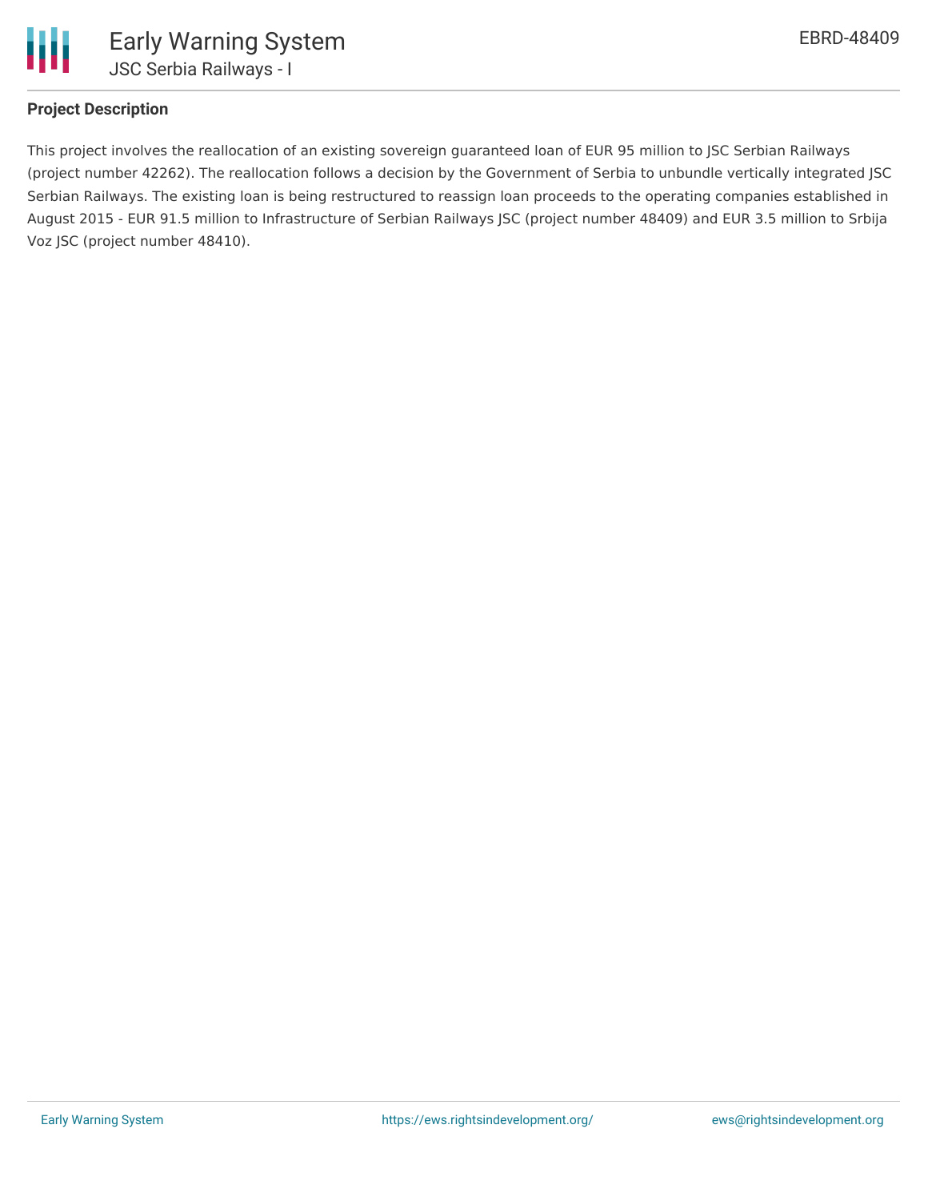## Project Description

This project involves the reallocation of an existing sovereign guaranteed loan of EUR 95 million to JSC Serbian Railways (project number 42262). The reallocation follows a decision by the Government of Serbia to unbundle vertically integrated JSC Serbian Railways. The existing loan is being restructured to reassign loan proceeds to the operating companies established in August 2015 - EUR 91.5 million to Infrastructure of Serbian Railways JSC (project number 48409) and EUR 3.5 million to Srbija Voz JSC (project number 48410).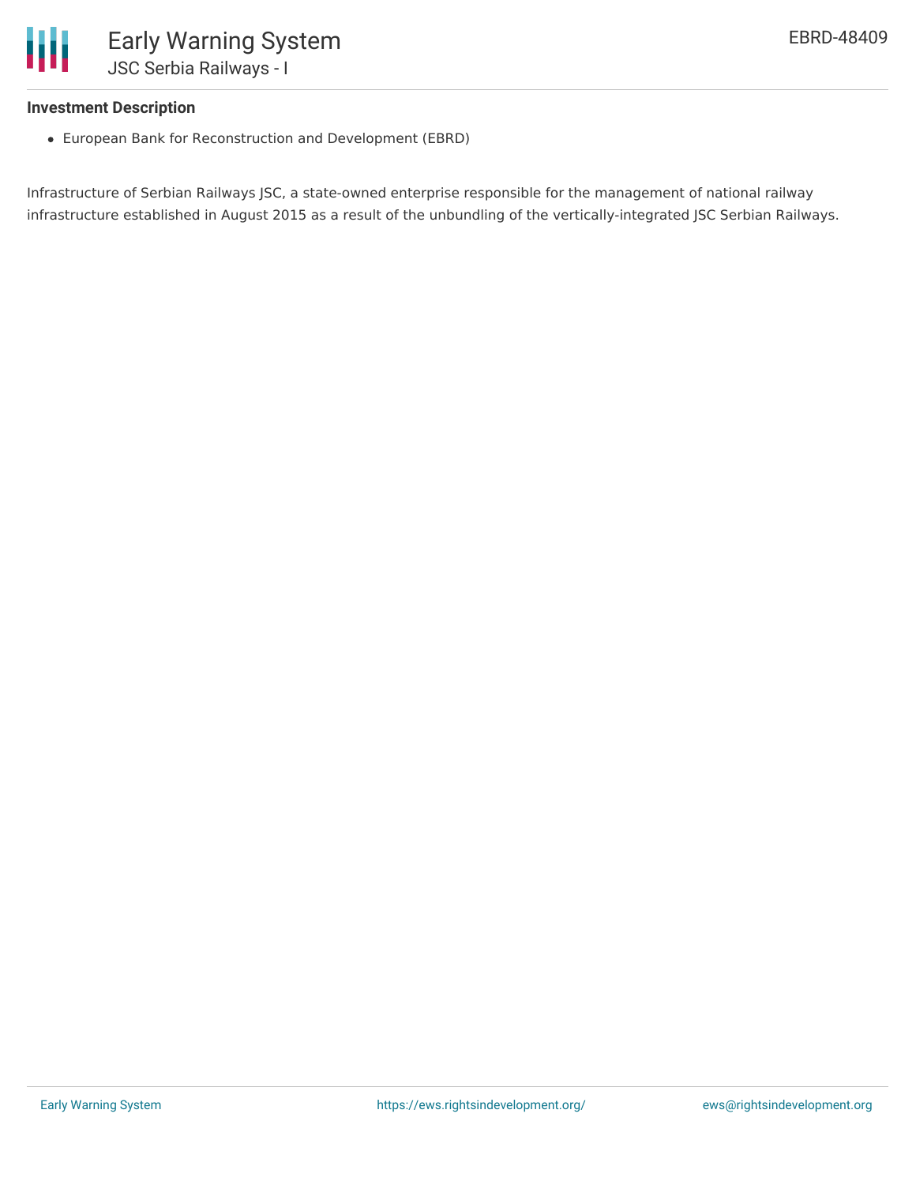### Investment Description

- European Bank for Reconstruction and Development (EBRD)

Infrastructure of Serbian Railways JSC, a state-owned enterprise responsible for the management of national railway infrastructure established in August 2015 as a result of the unbundling of the vertically-integrated JSC Serbian Railways.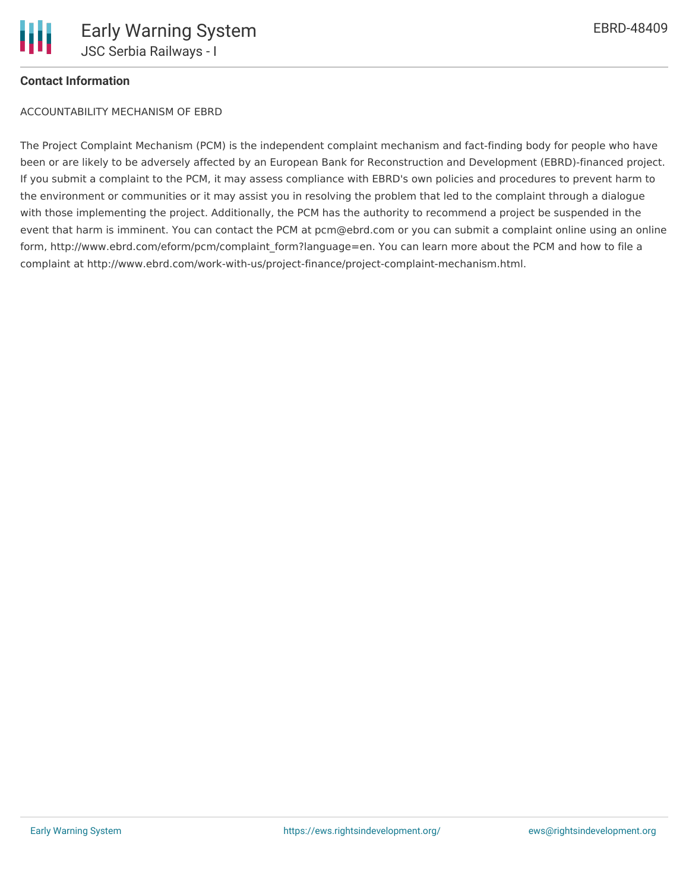**Contact Information**

ACCOUNTABILITY MECHANISM OF EBRD

The Project Complaint Mechanism (PCM) is the independent complaint mechanism and fact-finding body for people who have been or are likely to be adversely affected by an European Bank for Reconstruction and Development (EBRD)-financed project. If you submit a complaint to the PCM, it may assess compliance with EBRD's own policies and procedures to prevent harm to the environment or communities or it may assist you in resolving the problem that led to the complaint through a dialogue with those implementing the project. Additionally, the PCM has the authority to recommend a project be suspended in the event that harm is imminent. You can contact the PCM at pcm@ebrd.com or you can submit a complaint online using an online form, http://www.ebrd.com/eform/pcm/complaint_form?language=en. You can learn more about the PCM and how to file a complaint at http://www.ebrd.com/work-with-us/project-finance/project-complaint-mechanism.html.